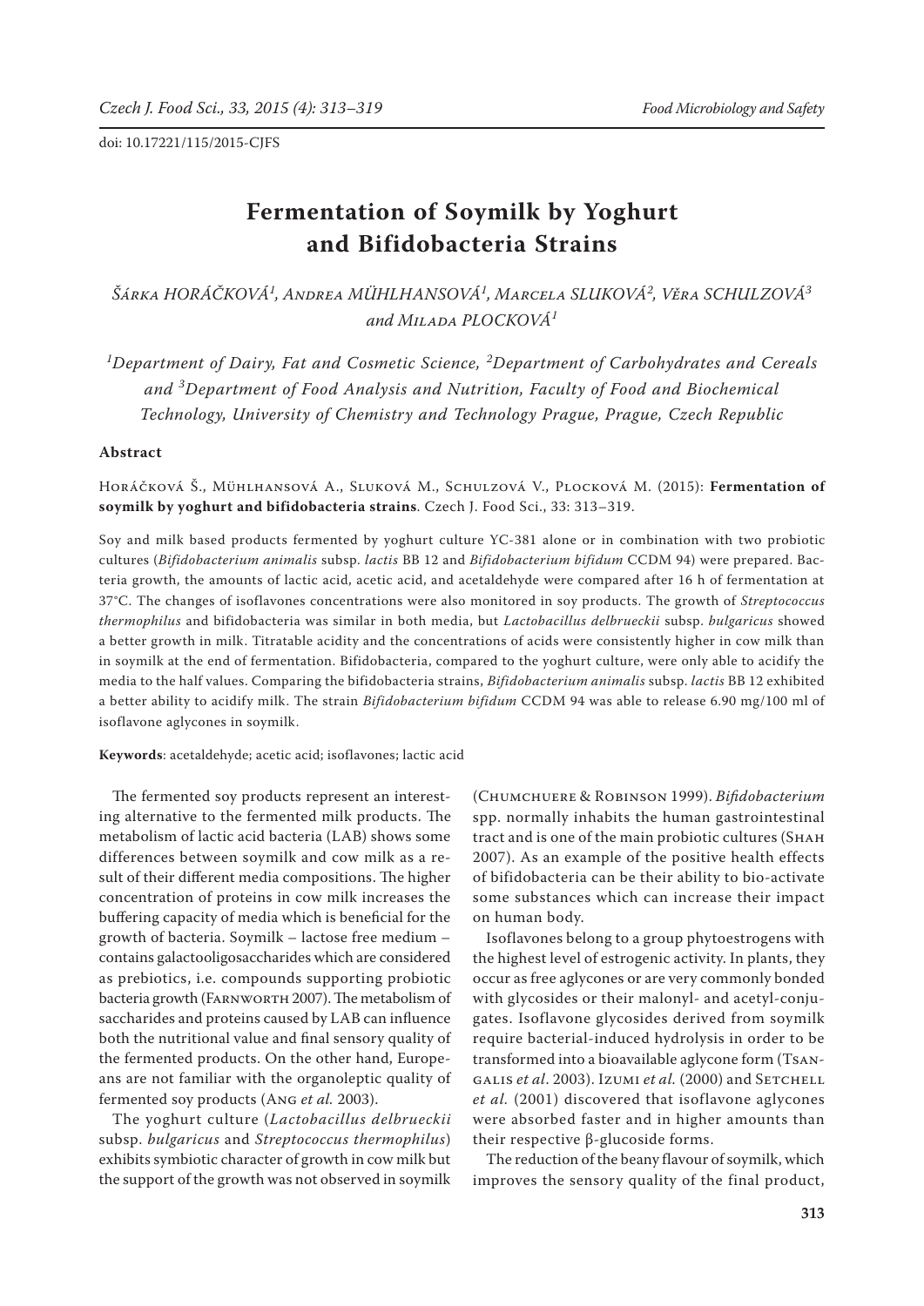doi: 10.17221/115/2015-CJFS

# Fermentation of Soymilk by Yoghurt and Bifidobacteria Strains

*Šárka HORÁČKOVÁ[1], Andrea MÜHLHANSOVÁ[1], Marcela SLUKOVÁ[2], Věra SCHULZOVÁ[3] and Milada PLOCKOVÁ[1]*

*[1]Department of Dairy, Fat and Cosmetic Science, [2]Department of Carbohydrates and Cereals and [3]Department of Food Analysis and Nutrition, Faculty of Food and Biochemical Technology, University of Chemistry and Technology Prague, Prague, Czech Republic*

### Abstract

Horáčková Š., Mühlhansová A., Sluková M., Schulzová V., Plocková M. (2015): **Fermentation of soymilk by yoghurt and bifidobacteria strains**. Czech J. Food Sci., 33: 313–319.

Soy and milk based products fermented by yoghurt culture YC-381 alone or in combination with two probiotic cultures (*Bifidobacterium animalis* subsp. *lactis* BB 12 and *Bifidobacterium bifidum* CCDM 94) were prepared. Bacteria growth, the amounts of lactic acid, acetic acid, and acetaldehyde were compared after 16 h of fermentation at 37°C. The changes of isoflavones concentrations were also monitored in soy products. The growth of *Streptococcus thermophilus* and bifidobacteria was similar in both media, but *Lactobacillus delbrueckii* subsp. *bulgaricus* showed a better growth in milk. Titratable acidity and the concentrations of acids were consistently higher in cow milk than in soymilk at the end of fermentation. Bifidobacteria, compared to the yoghurt culture, were only able to acidify the media to the half values. Comparing the bifidobacteria strains, *Bifidobacterium animalis* subsp. *lactis* BB 12 exhibited a better ability to acidify milk. The strain *Bifidobacterium bifidum* CCDM 94 was able to release 6.90 mg/100 ml of isoflavone aglycones in soymilk.

**Keywords**: acetaldehyde; acetic acid; isoflavones; lactic acid

The fermented soy products represent an interesting alternative to the fermented milk products. The metabolism of lactic acid bacteria (LAB) shows some differences between soymilk and cow milk as a result of their different media compositions. The higher concentration of proteins in cow milk increases the buffering capacity of media which is beneficial for the growth of bacteria. Soymilk – lactose free medium – contains galactooligosaccharides which are considered as prebiotics, i.e. compounds supporting probiotic bacteria growth (Farnworth 2007). The metabolism of saccharides and proteins caused by LAB can influence both the nutritional value and final sensory quality of the fermented products. On the other hand, Europeans are not familiar with the organoleptic quality of fermented soy products (Ang *et al.* 2003).

The yoghurt culture (*Lactobacillus delbrueckii* subsp. *bulgaricus* and *Streptococcus thermophilus*) exhibits symbiotic character of growth in cow milk but the support of the growth was not observed in soymilk (Chumchuere & Robinson 1999). *Bifidobacterium* spp. normally inhabits the human gastrointestinal tract and is one of the main probiotic cultures (Shah 2007). As an example of the positive health effects of bifidobacteria can be their ability to bio-activate some substances which can increase their impact on human body.

Isoflavones belong to a group phytoestrogens with the highest level of estrogenic activity. In plants, they occur as free aglycones or are very commonly bonded with glycosides or their malonyl- and acetyl-conjugates. Isoflavone glycosides derived from soymilk require bacterial-induced hydrolysis in order to be transformed into a bioavailable aglycone form (Tsangalis *et al*. 2003). Izumi *et al.* (2000) and Setchell *et al.* (2001) discovered that isoflavone aglycones were absorbed faster and in higher amounts than their respective β-glucoside forms.

The reduction of the beany flavour of soymilk, which improves the sensory quality of the final product,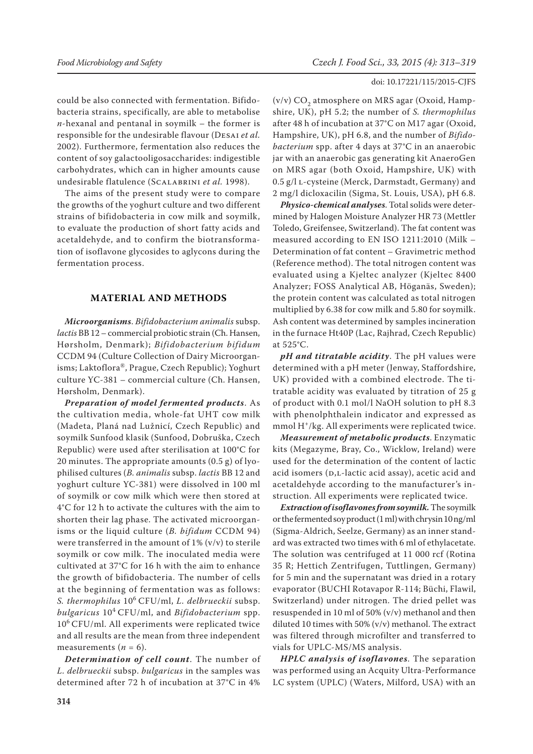could be also connected with fermentation. Bifidobacteria strains, specifically, are able to metabolise *n*-hexanal and pentanal in soymilk – the former is responsible for the undesirable flavour (Desai *et al.* 2002). Furthermore, fermentation also reduces the content of soy galactooligosaccharides: indigestible carbohydrates, which can in higher amounts cause undesirable flatulence (Scalabrini *et al.* 1998).

The aims of the present study were to compare the growths of the yoghurt culture and two different strains of bifidobacteria in cow milk and soymilk, to evaluate the production of short fatty acids and acetaldehyde, and to confirm the biotransformation of isoflavone glycosides to aglycons during the fermentation process.

## MATERIAL AND METHODS

***Microorganisms***. *Bifidobacterium animalis* subsp. *lactis* BB 12 – commercial probiotic strain (Ch. Hansen, Hørsholm, Denmark); *Bifidobacterium bifidum* CCDM 94 (Culture Collection of Dairy Microorganisms; Laktoflora®, Prague, Czech Republic); Yoghurt culture YC-381 – commercial culture (Ch. Hansen, Hørsholm, Denmark).

***Preparation of model fermented products***. As the cultivation media, whole-fat UHT cow milk (Madeta, Planá nad Lužnicí, Czech Republic) and soymilk Sunfood klasik (Sunfood, Dobruška, Czech Republic) were used after sterilisation at 100°C for 20 minutes. The appropriate amounts (0.5 g) of lyophilised cultures (*B. animalis* subsp. *lactis* BB 12 and yoghurt culture YC-381) were dissolved in 100 ml of soymilk or cow milk which were then stored at 4°C for 12 h to activate the cultures with the aim to shorten their lag phase. The activated microorganisms or the liquid culture (*B. bifidum* CCDM 94) were transferred in the amount of 1% (v/v) to sterile soymilk or cow milk. The inoculated media were cultivated at 37°C for 16 h with the aim to enhance the growth of bifidobacteria. The number of cells at the beginning of fermentation was as follows: *S. thermophilus* $10^6$ CFU/ml, *L. delbrueckii* subsp. *bulgaricus* $10^4$ CFU/ml, and *Bifidobacterium* spp. $10^6$ CFU/ml. All experiments were replicated twice and all results are the mean from three independent measurements ($n = 6$).

***Determination of cell count***. The number of *L. delbrueckii* subsp. *bulgaricus* in the samples was determined after 72 h of incubation at 37°C in 4% (v/v) $CO_2$ atmosphere on MRS agar (Oxoid, Hampshire, UK), pH 5.2; the number of *S. thermophilus* after 48 h of incubation at 37°C on M17 agar (Oxoid, Hampshire, UK), pH 6.8, and the number of *Bifidobacterium* spp. after 4 days at 37°C in an anaerobic jar with an anaerobic gas generating kit AnaeroGen on MRS agar (both Oxoid, Hampshire, UK) with 0.5 g/l L-cysteine (Merck, Darmstadt, Germany) and 2 mg/l dicloxacilin (Sigma, St. Louis, USA), pH 6.8.

***Physico-chemical analyses***. Total solids were determined by Halogen Moisture Analyzer HR 73 (Mettler Toledo, Greifensee, Switzerland). The fat content was measured according to EN ISO 1211:2010 (Milk – Determination of fat content – Gravimetric method (Reference method). The total nitrogen content was evaluated using a Kjeltec analyzer (Kjeltec 8400 Analyzer; FOSS Analytical AB, Höganäs, Sweden); the protein content was calculated as total nitrogen multiplied by 6.38 for cow milk and 5.80 for soymilk. Ash content was determined by samples incineration in the furnace Ht40P (Lac, Rajhrad, Czech Republic) at 525°C.

***pH and titratable acidity***. The pH values were determined with a pH meter (Jenway, Staffordshire, UK) provided with a combined electrode. The titratable acidity was evaluated by titration of 25 g of product with 0.1 mol/l NaOH solution to pH 8.3 with phenolphthalein indicator and expressed as mmol $H^+$/kg. All experiments were replicated twice.

***Measurement of metabolic products***. Enzymatic kits (Megazyme, Bray, Co., Wicklow, Ireland) were used for the determination of the content of lactic acid isomers (D,L-lactic acid assay), acetic acid and acetaldehyde according to the manufacturer's instruction. All experiments were replicated twice.

***Extraction of isoflavones from soymilk.*** The soymilk or the fermented soy product (1 ml) with chrysin 10 ng/ml (Sigma-Aldrich, Seelze, Germany) as an inner standard was extracted two times with 6 ml of ethylacetate. The solution was centrifuged at 11 000 rcf (Rotina 35 R; Hettich Zentrifugen, Tuttlingen, Germany) for 5 min and the supernatant was dried in a rotary evaporator (BUCHI Rotavapor R-114; Büchi, Flawil, Switzerland) under nitrogen. The dried pellet was resuspended in 10 ml of 50% (v/v) methanol and then diluted 10 times with 50% (v/v) methanol. The extract was filtered through microfilter and transferred to vials for UPLC-MS/MS analysis.

***HPLC analysis of isoflavones***. The separation was performed using an Acquity Ultra-Performance LC system (UPLC) (Waters, Milford, USA) with an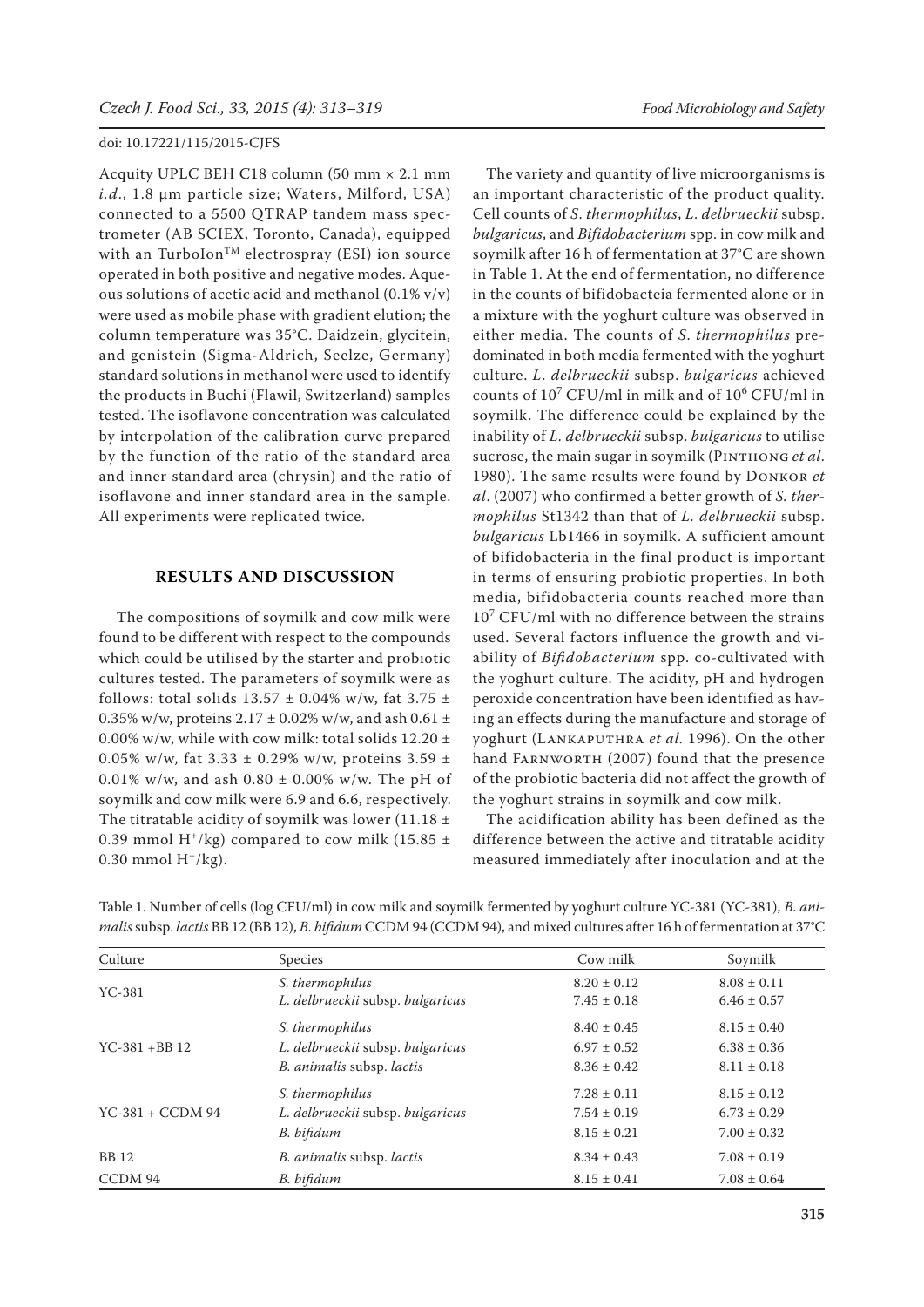Acquity UPLC BEH C18 column (50 mm × 2.1 mm *i.d*., 1.8 µm particle size; Waters, Milford, USA) connected to a 5500 QTRAP tandem mass spectrometer (AB SCIEX, Toronto, Canada), equipped with an TurboIon™ electrospray (ESI) ion source operated in both positive and negative modes. Aqueous solutions of acetic acid and methanol (0.1% v/v) were used as mobile phase with gradient elution; the column temperature was 35°C. Daidzein, glycitein, and genistein (Sigma-Aldrich, Seelze, Germany) standard solutions in methanol were used to identify the products in Buchi (Flawil, Switzerland) samples tested. The isoflavone concentration was calculated by interpolation of the calibration curve prepared by the function of the ratio of the standard area and inner standard area (chrysin) and the ratio of isoflavone and inner standard area in the sample. All experiments were replicated twice.

## RESULTS AND DISCUSSION

The compositions of soymilk and cow milk were found to be different with respect to the compounds which could be utilised by the starter and probiotic cultures tested. The parameters of soymilk were as follows: total solids 13.57 ± 0.04% w/w, fat 3.75 ± 0.35% w/w, proteins 2.17 ± 0.02% w/w, and ash 0.61 ± 0.00% w/w, while with cow milk: total solids 12.20 ± 0.05% w/w, fat 3.33 ± 0.29% w/w, proteins 3.59 ± 0.01% w/w, and ash 0.80 ± 0.00% w/w. The pH of soymilk and cow milk were 6.9 and 6.6, respectively. The titratable acidity of soymilk was lower (11.18 ± 0.39 mmol $H^+$/kg) compared to cow milk (15.85 ± 0.30 mmol $H^+$/kg).

The variety and quantity of live microorganisms is an important characteristic of the product quality. Cell counts of *S. thermophilus*, *L. delbrueckii* subsp. *bulgaricus*, and *Bifidobacterium* spp. in cow milk and soymilk after 16 h of fermentation at 37°C are shown in Table 1. At the end of fermentation, no difference in the counts of bifidobacteia fermented alone or in a mixture with the yoghurt culture was observed in either media. The counts of *S. thermophilus* predominated in both media fermented with the yoghurt culture. *L. delbrueckii* subsp. *bulgaricus* achieved counts of $10^7$ CFU/ml in milk and of $10^6$ CFU/ml in soymilk. The difference could be explained by the inability of *L. delbrueckii* subsp. *bulgaricus* to utilise sucrose, the main sugar in soymilk (Pinthong *et al.* 1980). The same results were found by Donkor *et al*. (2007) who confirmed a better growth of *S. thermophilus* St1342 than that of *L. delbrueckii* subsp. *bulgaricus* Lb1466 in soymilk. A sufficient amount of bifidobacteria in the final product is important in terms of ensuring probiotic properties. In both media, bifidobacteria counts reached more than $10^7$ CFU/ml with no difference between the strains used. Several factors influence the growth and viability of *Bifidobacterium* spp. co-cultivated with the yoghurt culture. The acidity, pH and hydrogen peroxide concentration have been identified as having an effects during the manufacture and storage of yoghurt (Lankaputhra *et al.* 1996). On the other hand Farnworth (2007) found that the presence of the probiotic bacteria did not affect the growth of the yoghurt strains in soymilk and cow milk.

The acidification ability has been defined as the difference between the active and titratable acidity measured immediately after inoculation and at the

Table 1. Number of cells (log CFU/ml) in cow milk and soymilk fermented by yoghurt culture YC-381 (YC-381), *B. animalis* subsp. *lactis* BB 12 (BB 12), *B. bifidum* CCDM 94 (CCDM 94), and mixed cultures after 16 h of fermentation at 37°C

| Culture | Species | Cow milk | Soymilk |
|---|---|---|---|
| YC-381 | *S. thermophilus* | 8.20 ± 0.12 | 8.08 ± 0.11 |
| | *L. delbrueckii* subsp. *bulgaricus* | 7.45 ± 0.18 | 6.46 ± 0.57 |
| YC-381 + BB 12 | *S. thermophilus* | 8.40 ± 0.45 | 8.15 ± 0.40 |
| | *L. delbrueckii* subsp. *bulgaricus* | 6.97 ± 0.52 | 6.38 ± 0.36 |
| | *B. animalis* subsp. *lactis* | 8.36 ± 0.42 | 8.11 ± 0.18 |
| YC-381 + CCDM 94 | *S. thermophilus* | 7.28 ± 0.11 | 8.15 ± 0.12 |
| | *L. delbrueckii* subsp. *bulgaricus* | 7.54 ± 0.19 | 6.73 ± 0.29 |
| | *B. bifidum* | 8.15 ± 0.21 | 7.00 ± 0.32 |
| BB 12 | *B. animalis* subsp. *lactis* | 8.34 ± 0.43 | 7.08 ± 0.19 |
| CCDM 94 | *B. bifidum* | 8.15 ± 0.41 | 7.08 ± 0.64 |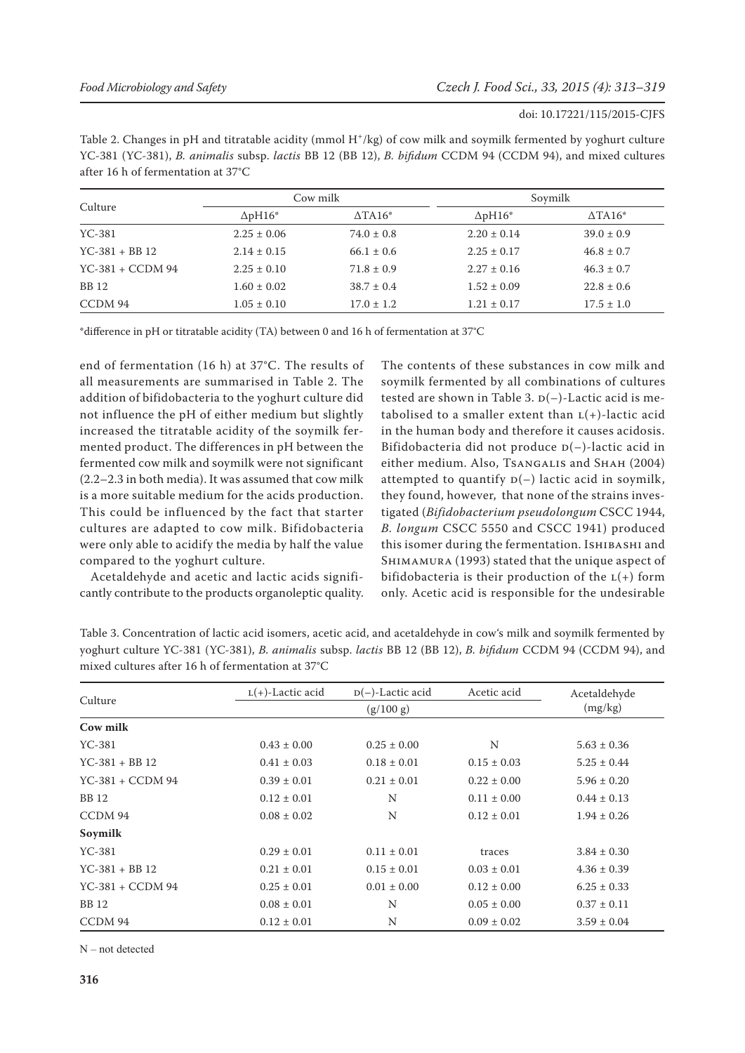Table 2. Changes in pH and titratable acidity (mmol $H^+$/kg) of cow milk and soymilk fermented by yoghurt culture YC-381 (YC-381), *B. animalis* subsp. *lactis* BB 12 (BB 12), *B. bifidum* CCDM 94 (CCDM 94), and mixed cultures after 16 h of fermentation at 37°C

| Culture | Cow milk | | Soymilk | |
|---|---|---|---|---|
| | ΔpH16* | ΔTA16* | ΔpH16* | ΔTA16* |
| YC-381 | 2.25 ± 0.06 | 74.0 ± 0.8 | 2.20 ± 0.14 | 39.0 ± 0.9 |
| YC-381 + BB 12 | 2.14 ± 0.15 | 66.1 ± 0.6 | 2.25 ± 0.17 | 46.8 ± 0.7 |
| YC-381 + CCDM 94 | 2.25 ± 0.10 | 71.8 ± 0.9 | 2.27 ± 0.16 | 46.3 ± 0.7 |
| BB 12 | 1.60 ± 0.02 | 38.7 ± 0.4 | 1.52 ± 0.09 | 22.8 ± 0.6 |
| CCDM 94 | 1.05 ± 0.10 | 17.0 ± 1.2 | 1.21 ± 0.17 | 17.5 ± 1.0 |

*difference in pH or titratable acidity (TA) between 0 and 16 h of fermentation at 37°C

end of fermentation (16 h) at 37°C. The results of all measurements are summarised in Table 2. The addition of bifidobacteria to the yoghurt culture did not influence the pH of either medium but slightly increased the titratable acidity of the soymilk fermented product. The differences in pH between the fermented cow milk and soymilk were not significant (2.2–2.3 in both media). It was assumed that cow milk is a more suitable medium for the acids production. This could be influenced by the fact that starter cultures are adapted to cow milk. Bifidobacteria were only able to acidify the media by half the value compared to the yoghurt culture.

Acetaldehyde and acetic and lactic acids significantly contribute to the products organoleptic quality. The contents of these substances in cow milk and soymilk fermented by all combinations of cultures tested are shown in Table 3. D(–)-Lactic acid is metabolised to a smaller extent than L(+)-lactic acid in the human body and therefore it causes acidosis. Bifidobacteria did not produce D(–)-lactic acid in either medium. Also, Tsangalis and Shah (2004) attempted to quantify D(–) lactic acid in soymilk, they found, however, that none of the strains investigated (*Bifidobacterium pseudolongum* CSCC 1944, *B. longum* CSCC 5550 and CSCC 1941) produced this isomer during the fermentation. Ishibashi and Shimamura (1993) stated that the unique aspect of bifidobacteria is their production of the L(+) form only. Acetic acid is responsible for the undesirable

Table 3. Concentration of lactic acid isomers, acetic acid, and acetaldehyde in cow's milk and soymilk fermented by yoghurt culture YC-381 (YC-381), *B. animalis* subsp. *lactis* BB 12 (BB 12), *B. bifidum* CCDM 94 (CCDM 94), and mixed cultures after 16 h of fermentation at 37°C

| Culture | L(+)-Lactic acid | D(–)-Lactic acid | Acetic acid | Acetaldehyde (mg/kg) |
|---|---|---|---|---|
| | (g/100 g) | | | |
| **Cow milk** | | | | |
| YC-381 | 0.43 ± 0.00 | 0.25 ± 0.00 | N | 5.63 ± 0.36 |
| YC-381 + BB 12 | 0.41 ± 0.03 | 0.18 ± 0.01 | 0.15 ± 0.03 | 5.25 ± 0.44 |
| YC-381 + CCDM 94 | 0.39 ± 0.01 | 0.21 ± 0.01 | 0.22 ± 0.00 | 5.96 ± 0.20 |
| BB 12 | 0.12 ± 0.01 | N | 0.11 ± 0.00 | 0.44 ± 0.13 |
| CCDM 94 | 0.08 ± 0.02 | N | 0.12 ± 0.01 | 1.94 ± 0.26 |
| **Soymilk** | | | | |
| YC-381 | 0.29 ± 0.01 | 0.11 ± 0.01 | traces | 3.84 ± 0.30 |
| YC-381 + BB 12 | 0.21 ± 0.01 | 0.15 ± 0.01 | 0.03 ± 0.01 | 4.36 ± 0.39 |
| YC-381 + CCDM 94 | 0.25 ± 0.01 | 0.01 ± 0.00 | 0.12 ± 0.00 | 6.25 ± 0.33 |
| BB 12 | 0.08 ± 0.01 | N | 0.05 ± 0.00 | 0.37 ± 0.11 |
| CCDM 94 | 0.12 ± 0.01 | N | 0.09 ± 0.02 | 3.59 ± 0.04 |

N – not detected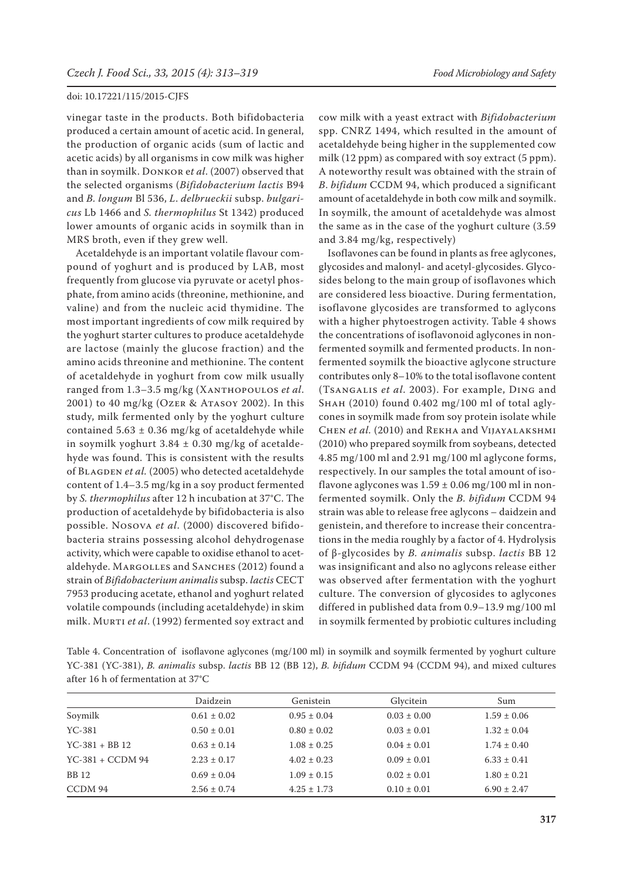vinegar taste in the products. Both bifidobacteria produced a certain amount of acetic acid. In general, the production of organic acids (sum of lactic and acetic acids) by all organisms in cow milk was higher than in soymilk. Donkor *et al*. (2007) observed that the selected organisms (*Bifidobacterium lactis* B94 and *B. longum* Bl 536, *L. delbrueckii* subsp. *bulgaricus* Lb 1466 and *S. thermophilus* St 1342) produced lower amounts of organic acids in soymilk than in MRS broth, even if they grew well.

Acetaldehyde is an important volatile flavour compound of yoghurt and is produced by LAB, most frequently from glucose via pyruvate or acetyl phosphate, from amino acids (threonine, methionine, and valine) and from the nucleic acid thymidine. The most important ingredients of cow milk required by the yoghurt starter cultures to produce acetaldehyde are lactose (mainly the glucose fraction) and the amino acids threonine and methionine. The content of acetaldehyde in yoghurt from cow milk usually ranged from 1.3–3.5 mg/kg (Xanthopoulos *et al*. 2001) to 40 mg/kg (Ozer & Atasoy 2002). In this study, milk fermented only by the yoghurt culture contained 5.63 ± 0.36 mg/kg of acetaldehyde while in soymilk yoghurt 3.84 ± 0.30 mg/kg of acetaldehyde was found. This is consistent with the results of Blagden *et al.* (2005) who detected acetaldehyde content of 1.4–3.5 mg/kg in a soy product fermented by *S. thermophilus* after 12 h incubation at 37°C. The production of acetaldehyde by bifidobacteria is also possible. Nosova *et al*. (2000) discovered bifidobacteria strains possessing alcohol dehydrogenase activity, which were capable to oxidise ethanol to acetaldehyde. Margolles and Sanches (2012) found a strain of *Bifidobacterium animalis* subsp. *lactis* CECT 7953 producing acetate, ethanol and yoghurt related volatile compounds (including acetaldehyde) in skim milk. Murti *et al*. (1992) fermented soy extract and cow milk with a yeast extract with *Bifidobacterium* spp. CNRZ 1494, which resulted in the amount of acetaldehyde being higher in the supplemented cow milk (12 ppm) as compared with soy extract (5 ppm). A noteworthy result was obtained with the strain of *B*. *bifidum* CCDM 94, which produced a significant amount of acetaldehyde in both cow milk and soymilk. In soymilk, the amount of acetaldehyde was almost the same as in the case of the yoghurt culture (3.59 and 3.84 mg/kg, respectively)

Isoflavones can be found in plants as free aglycones, glycosides and malonyl- and acetyl-glycosides. Glycosides belong to the main group of isoflavones which are considered less bioactive. During fermentation, isoflavone glycosides are transformed to aglycons with a higher phytoestrogen activity. Table 4 shows the concentrations of isoflavonoid aglycones in non-fermented soymilk and fermented products. In non-fermented soymilk the bioactive aglycone structure contributes only 8–10% to the total isoflavone content (Tsangalis *et al*. 2003). For example, Ding and Shah (2010) found 0.402 mg/100 ml of total aglycones in soymilk made from soy protein isolate while Chen *et al.* (2010) and Rekha and Vijayalakshmi (2010) who prepared soymilk from soybeans, detected 4.85 mg/100 ml and 2.91 mg/100 ml aglycone forms, respectively. In our samples the total amount of isoflavone aglycones was 1.59 ± 0.06 mg/100 ml in non-fermented soymilk. Only the *B. bifidum* CCDM 94 strain was able to release free aglycons – daidzein and genistein, and therefore to increase their concentrations in the media roughly by a factor of 4. Hydrolysis of β-glycosides by *B. animalis* subsp. *lactis* BB 12 was insignificant and also no aglycons release either was observed after fermentation with the yoghurt culture. The conversion of glycosides to aglycones differed in published data from 0.9–13.9 mg/100 ml in soymilk fermented by probiotic cultures including

Table 4. Concentration of isoflavone aglycones (mg/100 ml) in soymilk and soymilk fermented by yoghurt culture YC-381 (YC-381), *B. animalis* subsp. *lactis* BB 12 (BB 12), *B. bifidum* CCDM 94 (CCDM 94), and mixed cultures after 16 h of fermentation at 37°C

| | Daidzein | Genistein | Glycitein | Sum |
|---|---|---|---|---|
| Soymilk | 0.61 ± 0.02 | 0.95 ± 0.04 | 0.03 ± 0.00 | 1.59 ± 0.06 |
| YC-381 | 0.50 ± 0.01 | 0.80 ± 0.02 | 0.03 ± 0.01 | 1.32 ± 0.04 |
| YC-381 + BB 12 | 0.63 ± 0.14 | 1.08 ± 0.25 | 0.04 ± 0.01 | 1.74 ± 0.40 |
| YC-381 + CCDM 94 | 2.23 ± 0.17 | 4.02 ± 0.23 | 0.09 ± 0.01 | 6.33 ± 0.41 |
| BB 12 | 0.69 ± 0.04 | 1.09 ± 0.15 | 0.02 ± 0.01 | 1.80 ± 0.21 |
| CCDM 94 | 2.56 ± 0.74 | 4.25 ± 1.73 | 0.10 ± 0.01 | 6.90 ± 2.47 |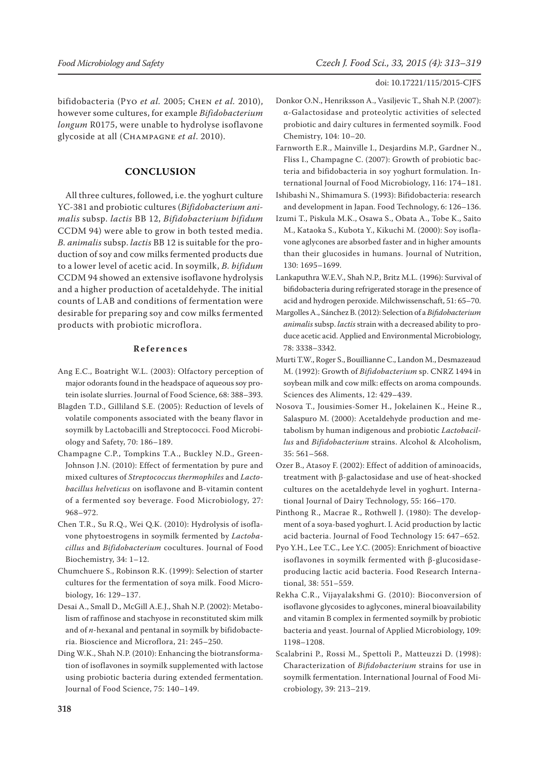bifidobacteria (Pyo *et al.* 2005; Chen *et al.* 2010), however some cultures, for example *Bifidobacterium longum* R0175, were unable to hydrolyse isoflavone glycoside at all (Champagne *et al*. 2010).

## CONCLUSION

All three cultures, followed, i.e. the yoghurt culture YC-381 and probiotic cultures (*Bifidobacterium animalis* subsp. *lactis* BB 12, *Bifidobacterium bifidum* CCDM 94) were able to grow in both tested media. *B. animalis* subsp. *lactis* BB 12 is suitable for the production of soy and cow milks fermented products due to a lower level of acetic acid. In soymilk, *B. bifidum* CCDM 94 showed an extensive isoflavone hydrolysis and a higher production of acetaldehyde. The initial counts of LAB and conditions of fermentation were desirable for preparing soy and cow milks fermented products with probiotic microflora.

### References

Ang E.C., Boatright W.L. (2003): Olfactory perception of major odorants found in the headspace of aqueous soy protein isolate slurries. Journal of Food Science, 68: 388–393.

Blagden T.D., Gilliland S.E. (2005): Reduction of levels of volatile components associated with the beany flavor in soymilk by Lactobacilli and Streptococci. Food Microbiology and Safety, 70: 186–189.

Champagne C.P., Tompkins T.A., Buckley N.D., Green-Johnson J.N. (2010): Effect of fermentation by pure and mixed cultures of *Streptococcus thermophiles* and *Lactobacillus helveticus* on isoflavone and B-vitamin content of a fermented soy beverage. Food Microbiology, 27: 968–972.

Chen T.R., Su R.Q., Wei Q.K. (2010): Hydrolysis of isoflavone phytoestrogens in soymilk fermented by *Lactobacillus* and *Bifidobacterium* cocultures. Journal of Food Biochemistry, 34: 1–12.

Chumchuere S., Robinson R.K. (1999): Selection of starter cultures for the fermentation of soya milk. Food Microbiology, 16: 129–137.

Desai A., Small D., McGill A.E.J., Shah N.P. (2002): Metabolism of raffinose and stachyose in reconstituted skim milk and of *n*-hexanal and pentanal in soymilk by bifidobacteria. Bioscience and Microflora, 21: 245–250.

Ding W.K., Shah N.P. (2010): Enhancing the biotransformation of isoflavones in soymilk supplemented with lactose using probiotic bacteria during extended fermentation. Journal of Food Science, 75: 140–149.

Donkor O.N., Henriksson A., Vasiljevic T., Shah N.P. (2007): α-Galactosidase and proteolytic activities of selected probiotic and dairy cultures in fermented soymilk. Food Chemistry, 104: 10–20.

Farnworth E.R., Mainville I., Desjardins M.P., Gardner N., Fliss I., Champagne C. (2007): Growth of probiotic bacteria and bifidobacteria in soy yoghurt formulation. International Journal of Food Microbiology, 116: 174–181.

Ishibashi N., Shimamura S. (1993): Bifidobacteria: research and development in Japan. Food Technology, 6: 126–136.

Izumi T., Piskula M.K., Osawa S., Obata A., Tobe K., Saito M., Kataoka S., Kubota Y., Kikuchi M. (2000): Soy isoflavone aglycones are absorbed faster and in higher amounts than their glucosides in humans. Journal of Nutrition, 130: 1695–1699.

Lankaputhra W.E.V., Shah N.P., Britz M.L. (1996): Survival of bifidobacteria during refrigerated storage in the presence of acid and hydrogen peroxide. Milchwissenschaft, 51: 65–70.

Margolles A., Sánchez B. (2012): Selection of a *Bifidobacterium animalis* subsp. *lactis* strain with a decreased ability to produce acetic acid. Applied and Environmental Microbiology, 78: 3338–3342.

Murti T.W., Roger S., Bouillianne C., Landon M., Desmazeaud M. (1992): Growth of *Bifidobacterium* sp. CNRZ 1494 in soybean milk and cow milk: effects on aroma compounds. Sciences des Aliments, 12: 429–439.

Nosova T., Jousimies-Somer H., Jokelainen K., Heine R., Salaspuro M. (2000): Acetaldehyde production and metabolism by human indigenous and probiotic *Lactobacillus* and *Bifidobacterium* strains. Alcohol & Alcoholism, 35: 561–568.

Ozer B., Atasoy F. (2002): Effect of addition of aminoacids, treatment with β-galactosidase and use of heat-shocked cultures on the acetaldehyde level in yoghurt. International Journal of Dairy Technology, 55: 166–170.

Pinthong R., Macrae R., Rothwell J. (1980): The development of a soya-based yoghurt. I. Acid production by lactic acid bacteria. Journal of Food Technology 15: 647–652.

Pyo Y.H., Lee T.C., Lee Y.C. (2005): Enrichment of bioactive isoflavones in soymilk fermented with β-glucosidase-producing lactic acid bacteria. Food Research International, 38: 551–559.

Rekha C.R., Vijayalakshmi G. (2010): Bioconversion of isoflavone glycosides to aglycones, mineral bioavailability and vitamin B complex in fermented soymilk by probiotic bacteria and yeast. Journal of Applied Microbiology, 109: 1198–1208.

Scalabrini P., Rossi M., Spettoli P., Matteuzzi D. (1998): Characterization of *Bifidobacterium* strains for use in soymilk fermentation. International Journal of Food Microbiology, 39: 213–219.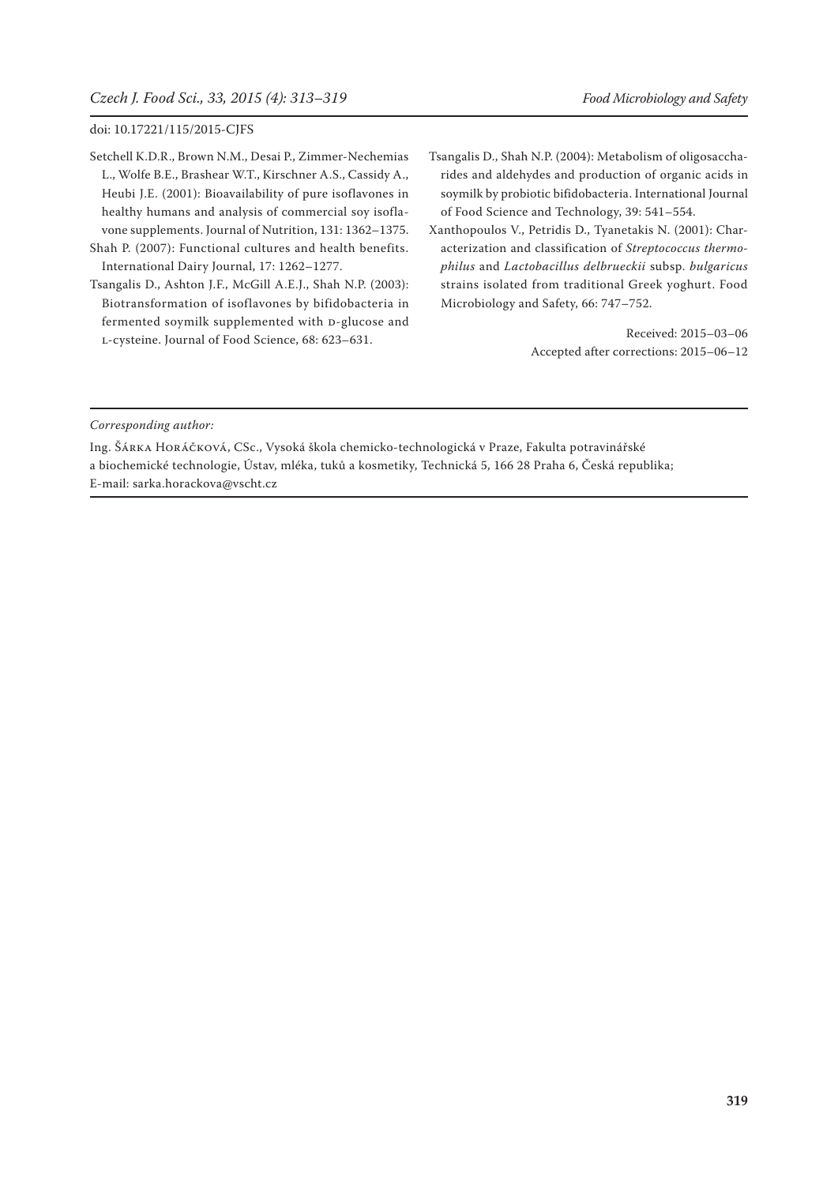Setchell K.D.R., Brown N.M., Desai P., Zimmer-Nechemias L., Wolfe B.E., Brashear W.T., Kirschner A.S., Cassidy A., Heubi J.E. (2001): Bioavailability of pure isoflavones in healthy humans and analysis of commercial soy isoflavone supplements. Journal of Nutrition, 131: 1362–1375.

Shah P. (2007): Functional cultures and health benefits. International Dairy Journal, 17: 1262–1277.

Tsangalis D., Ashton J.F., McGill A.E.J., Shah N.P. (2003): Biotransformation of isoflavones by bifidobacteria in fermented soymilk supplemented with D-glucose and L-cysteine. Journal of Food Science, 68: 623–631.

Tsangalis D., Shah N.P. (2004): Metabolism of oligosaccharides and aldehydes and production of organic acids in soymilk by probiotic bifidobacteria. International Journal of Food Science and Technology, 39: 541–554.

Xanthopoulos V., Petridis D., Tyanetakis N. (2001): Characterization and classification of *Streptococcus thermophilus* and *Lactobacillus delbrueckii* subsp. *bulgaricus* strains isolated from traditional Greek yoghurt. Food Microbiology and Safety, 66: 747–752.

Received: 2015–03–06
Accepted after corrections: 2015–06–12

*Corresponding author:*

Ing. Šárka Horáčková, CSc., Vysoká škola chemicko-technologická v Praze, Fakulta potravinářské a biochemické technologie, Ústav, mléka, tuků a kosmetiky, Technická 5, 166 28 Praha 6, Česká republika; E-mail: sarka.horackova@vscht.cz